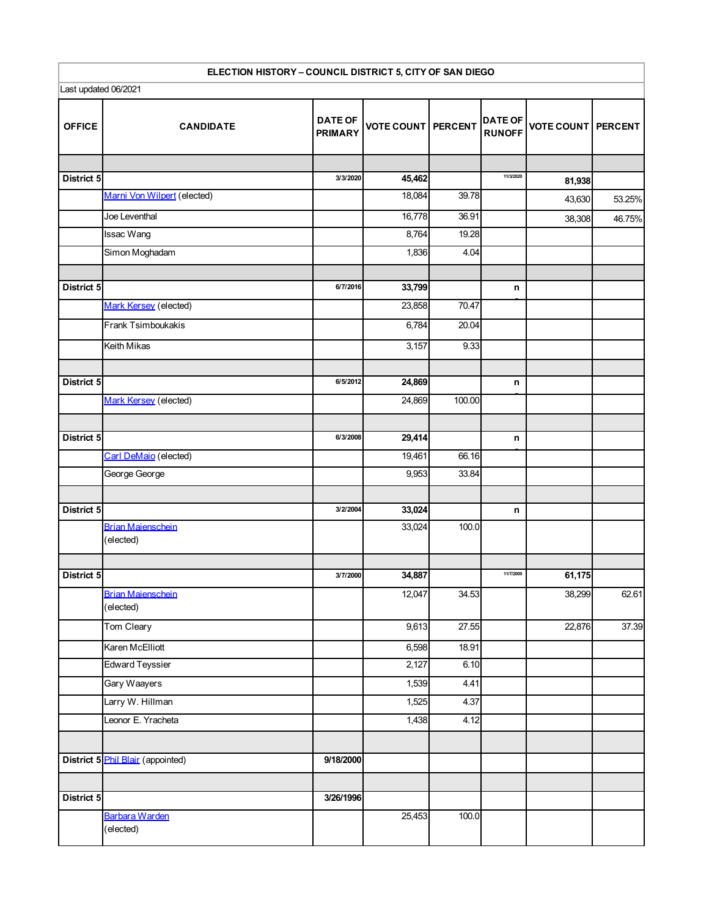**ELECTION HISTORY – COUNCIL DISTRICT 5, CITY OF SAN DIEGO**

Last updated 06/2021

| OFFICE | CANDIDATE | DATE OF PRIMARY | VOTE COUNT | PERCENT | DATE OF RUNOFF | VOTE COUNT | PERCENT |
|---|---|---|---|---|---|---|---|
| | | | | | | | |
| **District 5** | | 3/3/2020 | **45,462** | | 11/3/2020 | **81,938** | |
| | Marni Von Wilpert (elected) | | 18,084 | 39.78 | | 43,630 | 53.25% |
| | Joe Leventhal | | 16,778 | 36.91 | | 38,308 | 46.75% |
| | Issac Wang | | 8,764 | 19.28 | | | |
| | Simon Moghadam | | 1,836 | 4.04 | | | |
| | | | | | | | |
| **District 5** | | 6/7/2016 | **33,799** | | n | | |
| | Mark Kersey (elected) | | 23,858 | 70.47 | | | |
| | Frank Tsimboukakis | | 6,784 | 20.04 | | | |
| | Keith Mikas | | 3,157 | 9.33 | | | |
| | | | | | | | |
| **District 5** | | 6/5/2012 | **24,869** | | n | | |
| | Mark Kersey (elected) | | 24,869 | 100.00 | | | |
| | | | | | | | |
| **District 5** | | 6/3/2008 | **29,414** | | n | | |
| | Carl DeMaio (elected) | | 19,461 | 66.16 | | | |
| | George George | | 9,953 | 33.84 | | | |
| | | | | | | | |
| **District 5** | | 3/2/2004 | **33,024** | | n | | |
| | Brian Maienschein (elected) | | 33,024 | 100.0 | | | |
| | | | | | | | |
| **District 5** | | 3/7/2000 | **34,887** | | 11/7/2000 | **61,175** | |
| | Brian Maienschein (elected) | | 12,047 | 34.53 | | 38,299 | 62.61 |
| | Tom Cleary | | 9,613 | 27.55 | | 22,876 | 37.39 |
| | Karen McElliott | | 6,598 | 18.91 | | | |
| | Edward Teyssier | | 2,127 | 6.10 | | | |
| | Gary Waayers | | 1,539 | 4.41 | | | |
| | Larry W. Hillman | | 1,525 | 4.37 | | | |
| | Leonor E. Yracheta | | 1,438 | 4.12 | | | |
| | | | | | | | |
| **District 5** | Phil Blair (appointed) | **9/18/2000** | | | | | |
| | | | | | | | |
| **District 5** | | **3/26/1996** | | | | | |
| | Barbara Warden (elected) | | 25,453 | 100.0 | | | |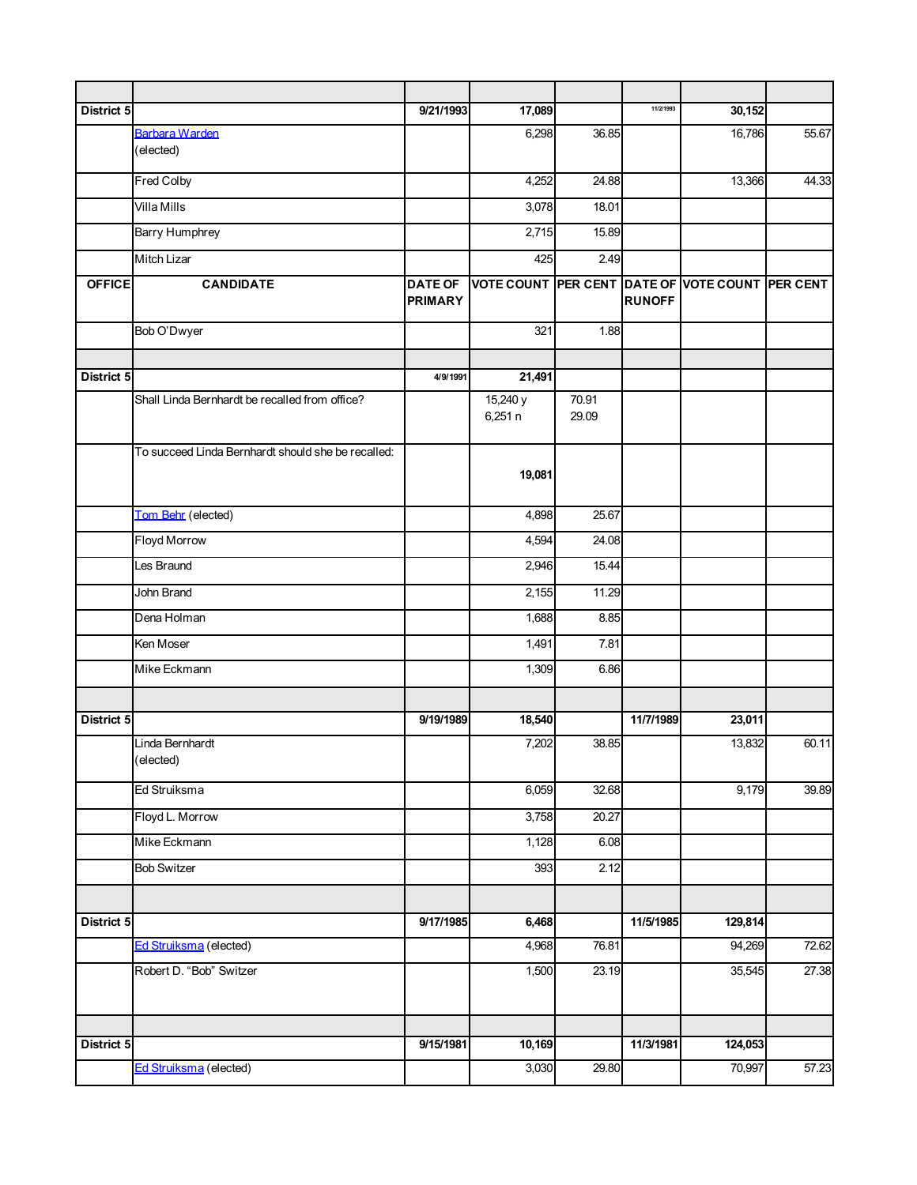| | | | | | | | |
|---|---|---|---|---|---|---|---|
| District 5 | | 9/21/1993 | 17,089 | | 11/2/1993 | 30,152 | |
| | Barbara Warden (elected) | | 6,298 | 36.85 | | 16,786 | 55.67 |
| | Fred Colby | | 4,252 | 24.88 | | 13,366 | 44.33 |
| | Villa Mills | | 3,078 | 18.01 | | | |
| | Barry Humphrey | | 2,715 | 15.89 | | | |
| | Mitch Lizar | | 425 | 2.49 | | | |
| **OFFICE** | **CANDIDATE** | **DATE OF PRIMARY** | **VOTE COUNT** | **PER CENT** | **DATE OF RUNOFF** | **VOTE COUNT** | **PER CENT** |
| | Bob O'Dwyer | | 321 | 1.88 | | | |
| | | | | | | | |
| District 5 | | 4/9/1991 | 21,491 | | | | |
| | Shall Linda Bernhardt be recalled from office? | | 15,240 y<br>6,251 n | 70.91<br>29.09 | | | |
| | To succeed Linda Bernhardt should she be recalled: | | 19,081 | | | | |
| | Tom Behr (elected) | | 4,898 | 25.67 | | | |
| | Floyd Morrow | | 4,594 | 24.08 | | | |
| | Les Braund | | 2,946 | 15.44 | | | |
| | John Brand | | 2,155 | 11.29 | | | |
| | Dena Holman | | 1,688 | 8.85 | | | |
| | Ken Moser | | 1,491 | 7.81 | | | |
| | Mike Eckmann | | 1,309 | 6.86 | | | |
| | | | | | | | |
| District 5 | | 9/19/1989 | 18,540 | | 11/7/1989 | 23,011 | |
| | Linda Bernhardt (elected) | | 7,202 | 38.85 | | 13,832 | 60.11 |
| | Ed Struiksma | | 6,059 | 32.68 | | 9,179 | 39.89 |
| | Floyd L. Morrow | | 3,758 | 20.27 | | | |
| | Mike Eckmann | | 1,128 | 6.08 | | | |
| | Bob Switzer | | 393 | 2.12 | | | |
| | | | | | | | |
| District 5 | | 9/17/1985 | 6,468 | | 11/5/1985 | 129,814 | |
| | Ed Struiksma (elected) | | 4,968 | 76.81 | | 94,269 | 72.62 |
| | Robert D. "Bob" Switzer | | 1,500 | 23.19 | | 35,545 | 27.38 |
| | | | | | | | |
| District 5 | | 9/15/1981 | 10,169 | | 11/3/1981 | 124,053 | |
| | Ed Struiksma (elected) | | 3,030 | 29.80 | | 70,997 | 57.23 |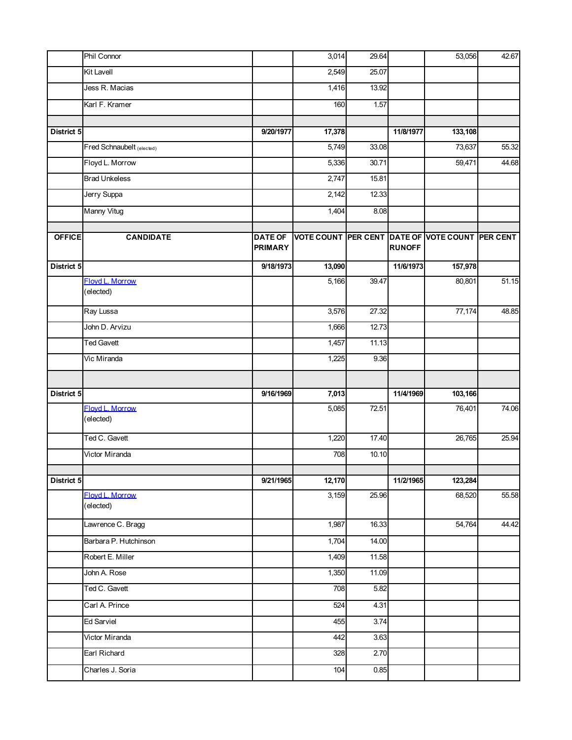| | Phil Connor | | 3,014 | 29.64 | | 53,056 | 42.67 |
|---|---|---|---|---|---|---|---|
| | Kit Lavell | | 2,549 | 25.07 | | | |
| | Jess R. Macias | | 1,416 | 13.92 | | | |
| | Karl F. Kramer | | 160 | 1.57 | | | |
| | | | | | | | |
| **District 5** | | **9/20/1977** | **17,378** | | **11/8/1977** | **133,108** | |
| | Fred Schnaubelt (elected) | | 5,749 | 33.08 | | 73,637 | 55.32 |
| | Floyd L. Morrow | | 5,336 | 30.71 | | 59,471 | 44.68 |
| | Brad Unkeless | | 2,747 | 15.81 | | | |
| | Jerry Suppa | | 2,142 | 12.33 | | | |
| | Manny Vitug | | 1,404 | 8.08 | | | |
| | | | | | | | |
| **OFFICE** | **CANDIDATE** | **DATE OF PRIMARY** | **VOTE COUNT** | **PER CENT** | **DATE OF RUNOFF** | **VOTE COUNT** | **PER CENT** |
| **District 5** | | **9/18/1973** | **13,090** | | **11/6/1973** | **157,978** | |
| | Floyd L. Morrow (elected) | | 5,166 | 39.47 | | 80,801 | 51.15 |
| | Ray Lussa | | 3,576 | 27.32 | | 77,174 | 48.85 |
| | John D. Arvizu | | 1,666 | 12.73 | | | |
| | Ted Gavett | | 1,457 | 11.13 | | | |
| | Vic Miranda | | 1,225 | 9.36 | | | |
| | | | | | | | |
| **District 5** | | **9/16/1969** | **7,013** | | **11/4/1969** | **103,166** | |
| | Floyd L. Morrow (elected) | | 5,085 | 72.51 | | 76,401 | 74.06 |
| | Ted C. Gavett | | 1,220 | 17.40 | | 26,765 | 25.94 |
| | Victor Miranda | | 708 | 10.10 | | | |
| | | | | | | | |
| **District 5** | | **9/21/1965** | **12,170** | | **11/2/1965** | **123,284** | |
| | Floyd L. Morrow (elected) | | 3,159 | 25.96 | | 68,520 | 55.58 |
| | Lawrence C. Bragg | | 1,987 | 16.33 | | 54,764 | 44.42 |
| | Barbara P. Hutchinson | | 1,704 | 14.00 | | | |
| | Robert E. Miller | | 1,409 | 11.58 | | | |
| | John A. Rose | | 1,350 | 11.09 | | | |
| | Ted C. Gavett | | 708 | 5.82 | | | |
| | Carl A. Prince | | 524 | 4.31 | | | |
| | Ed Sarviel | | 455 | 3.74 | | | |
| | Victor Miranda | | 442 | 3.63 | | | |
| | Earl Richard | | 328 | 2.70 | | | |
| | Charles J. Soria | | 104 | 0.85 | | | |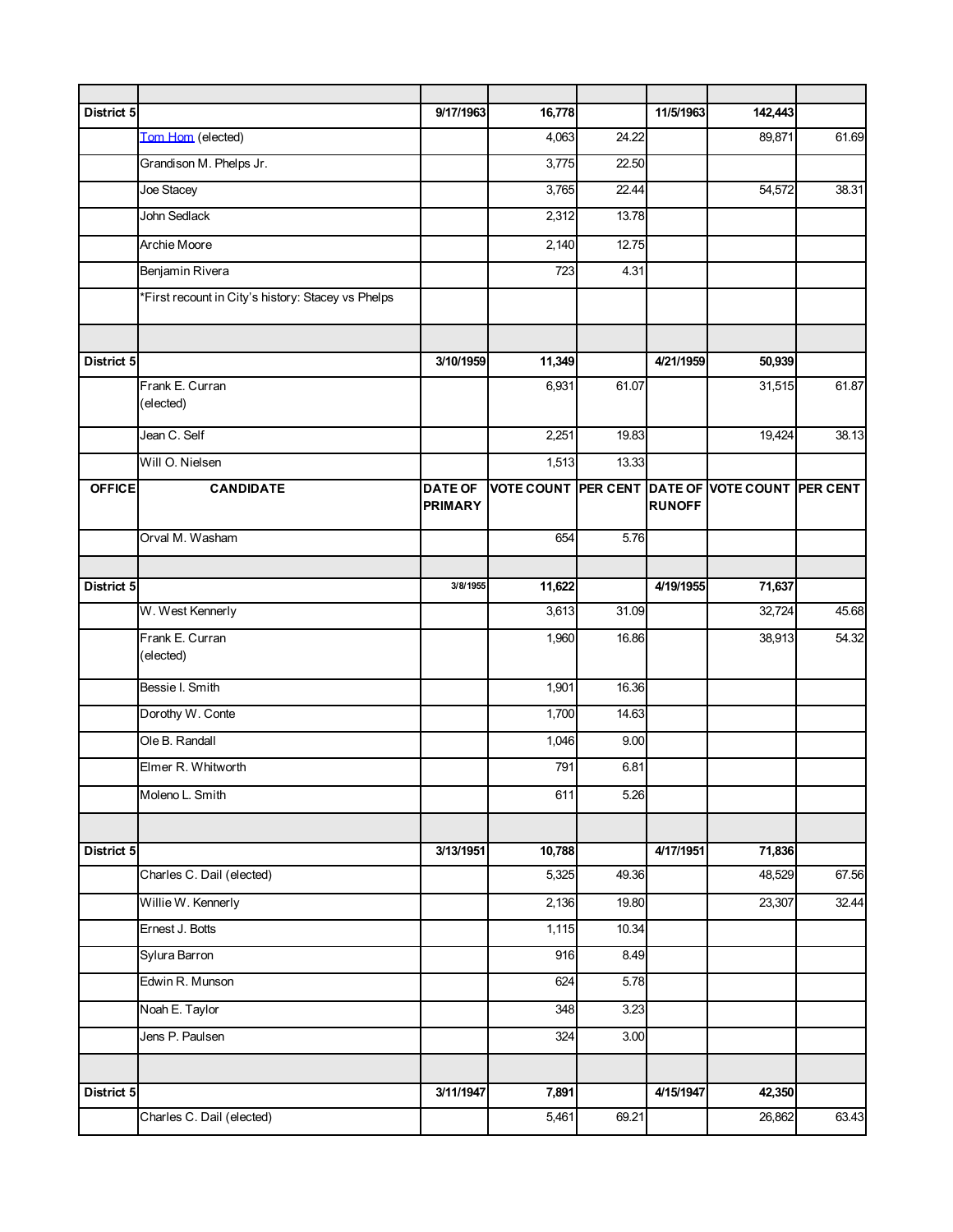| | | | | | | | |
|---|---|---|---|---|---|---|---|
| **District 5** | | **9/17/1963** | **16,778** | | **11/5/1963** | **142,443** | |
| | Tom Hom (elected) | | 4,063 | 24.22 | | 89,871 | 61.69 |
| | Grandison M. Phelps Jr. | | 3,775 | 22.50 | | | |
| | Joe Stacey | | 3,765 | 22.44 | | 54,572 | 38.31 |
| | John Sedlack | | 2,312 | 13.78 | | | |
| | Archie Moore | | 2,140 | 12.75 | | | |
| | Benjamin Rivera | | 723 | 4.31 | | | |
| | *First recount in City's history: Stacey vs Phelps | | | | | | |
| | | | | | | | |
| **District 5** | | **3/10/1959** | **11,349** | | **4/21/1959** | **50,939** | |
| | Frank E. Curran (elected) | | 6,931 | 61.07 | | 31,515 | 61.87 |
| | Jean C. Self | | 2,251 | 19.83 | | 19,424 | 38.13 |
| | Will O. Nielsen | | 1,513 | 13.33 | | | |
| **OFFICE** | **CANDIDATE** | **DATE OF PRIMARY** | **VOTE COUNT** | **PER CENT** | **DATE OF RUNOFF** | **VOTE COUNT** | **PER CENT** |
| | Orval M. Washam | | 654 | 5.76 | | | |
| | | | | | | | |
| **District 5** | | **3/8/1955** | **11,622** | | **4/19/1955** | **71,637** | |
| | W. West Kennerly | | 3,613 | 31.09 | | 32,724 | 45.68 |
| | Frank E. Curran (elected) | | 1,960 | 16.86 | | 38,913 | 54.32 |
| | Bessie I. Smith | | 1,901 | 16.36 | | | |
| | Dorothy W. Conte | | 1,700 | 14.63 | | | |
| | Ole B. Randall | | 1,046 | 9.00 | | | |
| | Elmer R. Whitworth | | 791 | 6.81 | | | |
| | Moleno L. Smith | | 611 | 5.26 | | | |
| | | | | | | | |
| **District 5** | | **3/13/1951** | **10,788** | | **4/17/1951** | **71,836** | |
| | Charles C. Dail (elected) | | 5,325 | 49.36 | | 48,529 | 67.56 |
| | Willie W. Kennerly | | 2,136 | 19.80 | | 23,307 | 32.44 |
| | Ernest J. Botts | | 1,115 | 10.34 | | | |
| | Sylura Barron | | 916 | 8.49 | | | |
| | Edwin R. Munson | | 624 | 5.78 | | | |
| | Noah E. Taylor | | 348 | 3.23 | | | |
| | Jens P. Paulsen | | 324 | 3.00 | | | |
| | | | | | | | |
| **District 5** | | **3/11/1947** | **7,891** | | **4/15/1947** | **42,350** | |
| | Charles C. Dail (elected) | | 5,461 | 69.21 | | 26,862 | 63.43 |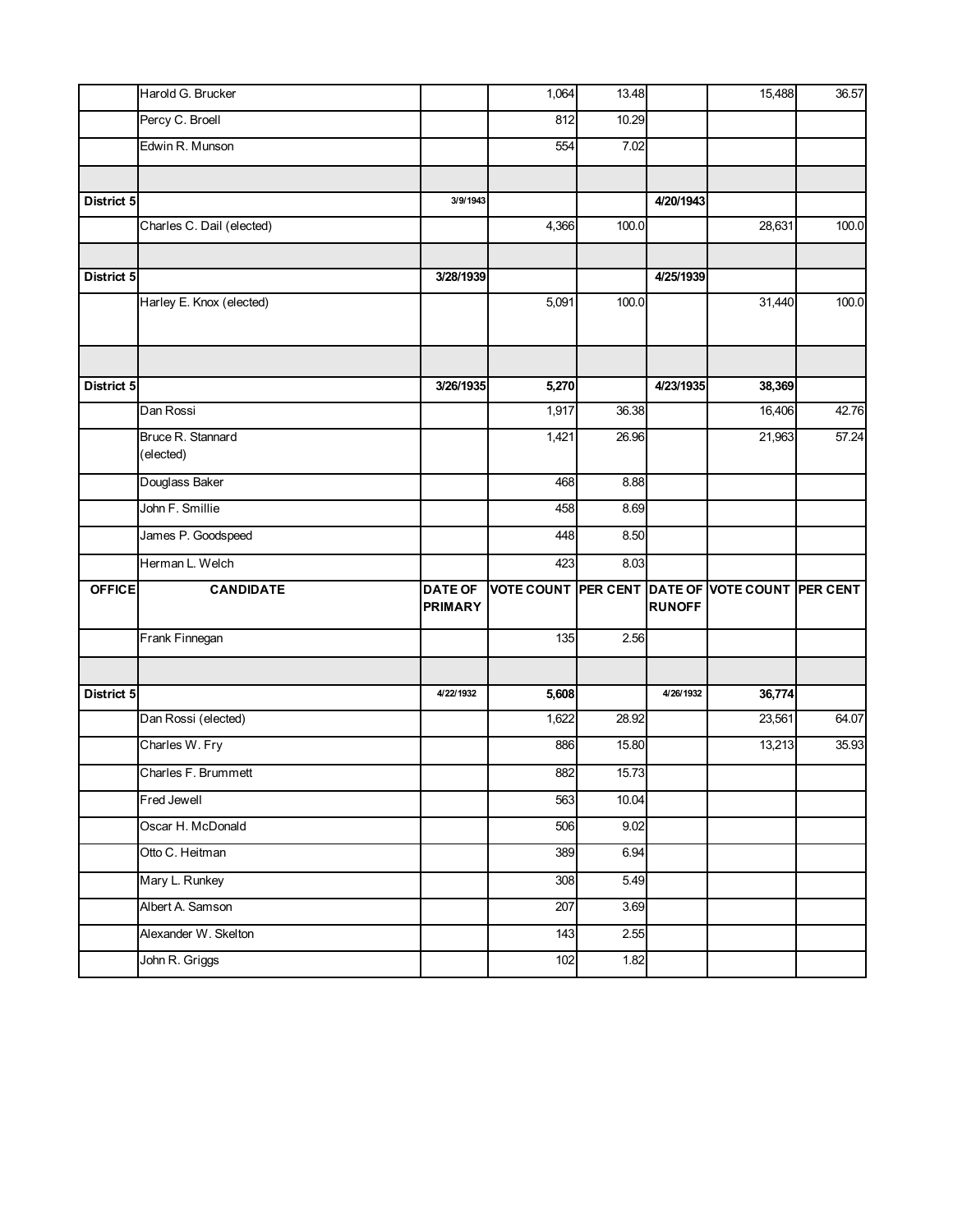| | | | | | | | |
|---|---|---|---|---|---|---|---|
| | Harold G. Brucker | | 1,064 | 13.48 | | 15,488 | 36.57 |
| | Percy C. Broell | | 812 | 10.29 | | | |
| | Edwin R. Munson | | 554 | 7.02 | | | |
| | | | | | | | |
| District 5 | | 3/9/1943 | | | 4/20/1943 | | |
| | Charles C. Dail (elected) | | 4,366 | 100.0 | | 28,631 | 100.0 |
| | | | | | | | |
| District 5 | | 3/28/1939 | | | 4/25/1939 | | |
| | Harley E. Knox (elected) | | 5,091 | 100.0 | | 31,440 | 100.0 |
| | | | | | | | |
| District 5 | | 3/26/1935 | 5,270 | | 4/23/1935 | 38,369 | |
| | Dan Rossi | | 1,917 | 36.38 | | 16,406 | 42.76 |
| | Bruce R. Stannard (elected) | | 1,421 | 26.96 | | 21,963 | 57.24 |
| | Douglass Baker | | 468 | 8.88 | | | |
| | John F. Smillie | | 458 | 8.69 | | | |
| | James P. Goodspeed | | 448 | 8.50 | | | |
| | Herman L. Welch | | 423 | 8.03 | | | |
| **OFFICE** | **CANDIDATE** | **DATE OF PRIMARY** | **VOTE COUNT** | **PER CENT** | **DATE OF RUNOFF** | **VOTE COUNT** | **PER CENT** |
| | Frank Finnegan | | 135 | 2.56 | | | |
| | | | | | | | |
| District 5 | | 4/22/1932 | 5,608 | | 4/26/1932 | 36,774 | |
| | Dan Rossi (elected) | | 1,622 | 28.92 | | 23,561 | 64.07 |
| | Charles W. Fry | | 886 | 15.80 | | 13,213 | 35.93 |
| | Charles F. Brummett | | 882 | 15.73 | | | |
| | Fred Jewell | | 563 | 10.04 | | | |
| | Oscar H. McDonald | | 506 | 9.02 | | | |
| | Otto C. Heitman | | 389 | 6.94 | | | |
| | Mary L. Runkey | | 308 | 5.49 | | | |
| | Albert A. Samson | | 207 | 3.69 | | | |
| | Alexander W. Skelton | | 143 | 2.55 | | | |
| | John R. Griggs | | 102 | 1.82 | | | |